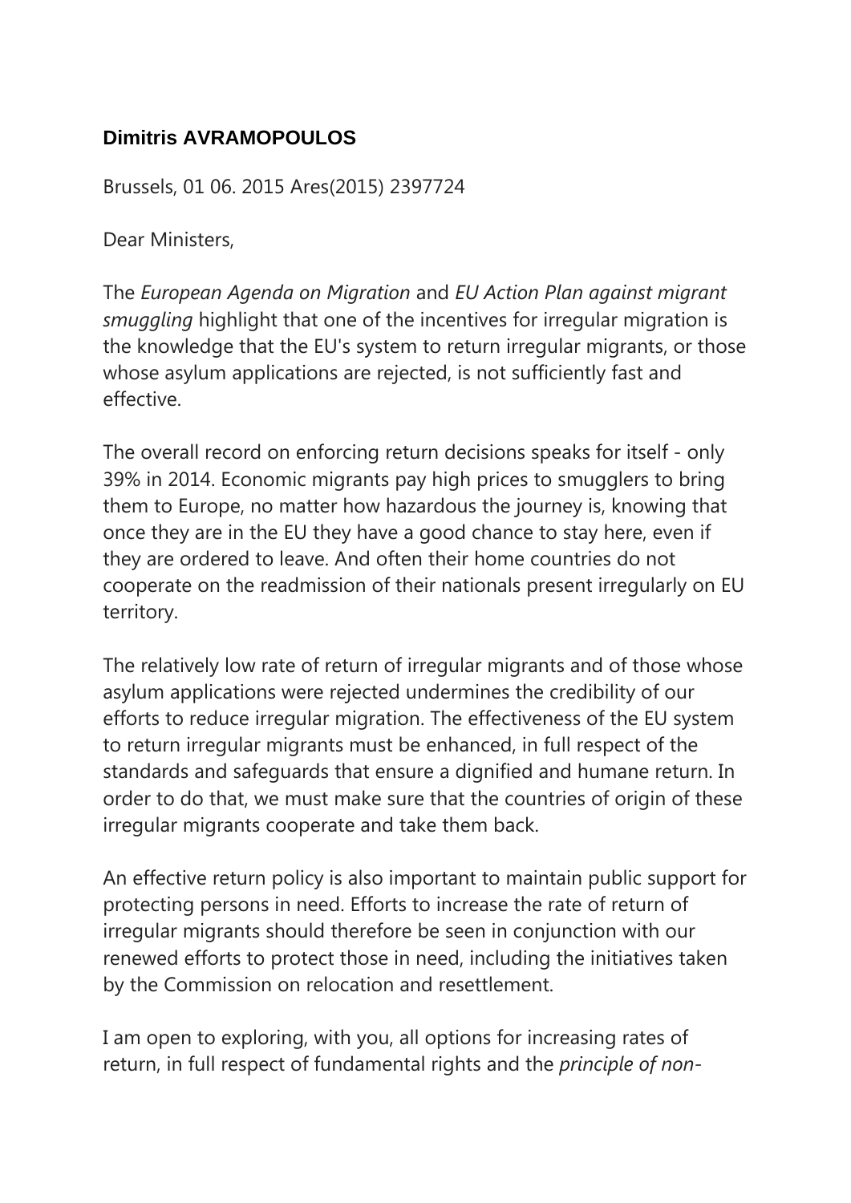**Dimitris AVRAMOPOULOS**

Brussels, 01 06. 2015 Ares(2015) 2397724

Dear Ministers,

The *European Agenda on Migration* and *EU Action Plan against migrant smuggling* highlight that one of the incentives for irregular migration is the knowledge that the EU's system to return irregular migrants, or those whose asylum applications are rejected, is not sufficiently fast and effective.

The overall record on enforcing return decisions speaks for itself - only 39% in 2014. Economic migrants pay high prices to smugglers to bring them to Europe, no matter how hazardous the journey is, knowing that once they are in the EU they have a good chance to stay here, even if they are ordered to leave. And often their home countries do not cooperate on the readmission of their nationals present irregularly on EU territory.

The relatively low rate of return of irregular migrants and of those whose asylum applications were rejected undermines the credibility of our efforts to reduce irregular migration. The effectiveness of the EU system to return irregular migrants must be enhanced, in full respect of the standards and safeguards that ensure a dignified and humane return. In order to do that, we must make sure that the countries of origin of these irregular migrants cooperate and take them back.

An effective return policy is also important to maintain public support for protecting persons in need. Efforts to increase the rate of return of irregular migrants should therefore be seen in conjunction with our renewed efforts to protect those in need, including the initiatives taken by the Commission on relocation and resettlement.

I am open to exploring, with you, all options for increasing rates of return, in full respect of fundamental rights and the *principle of non-*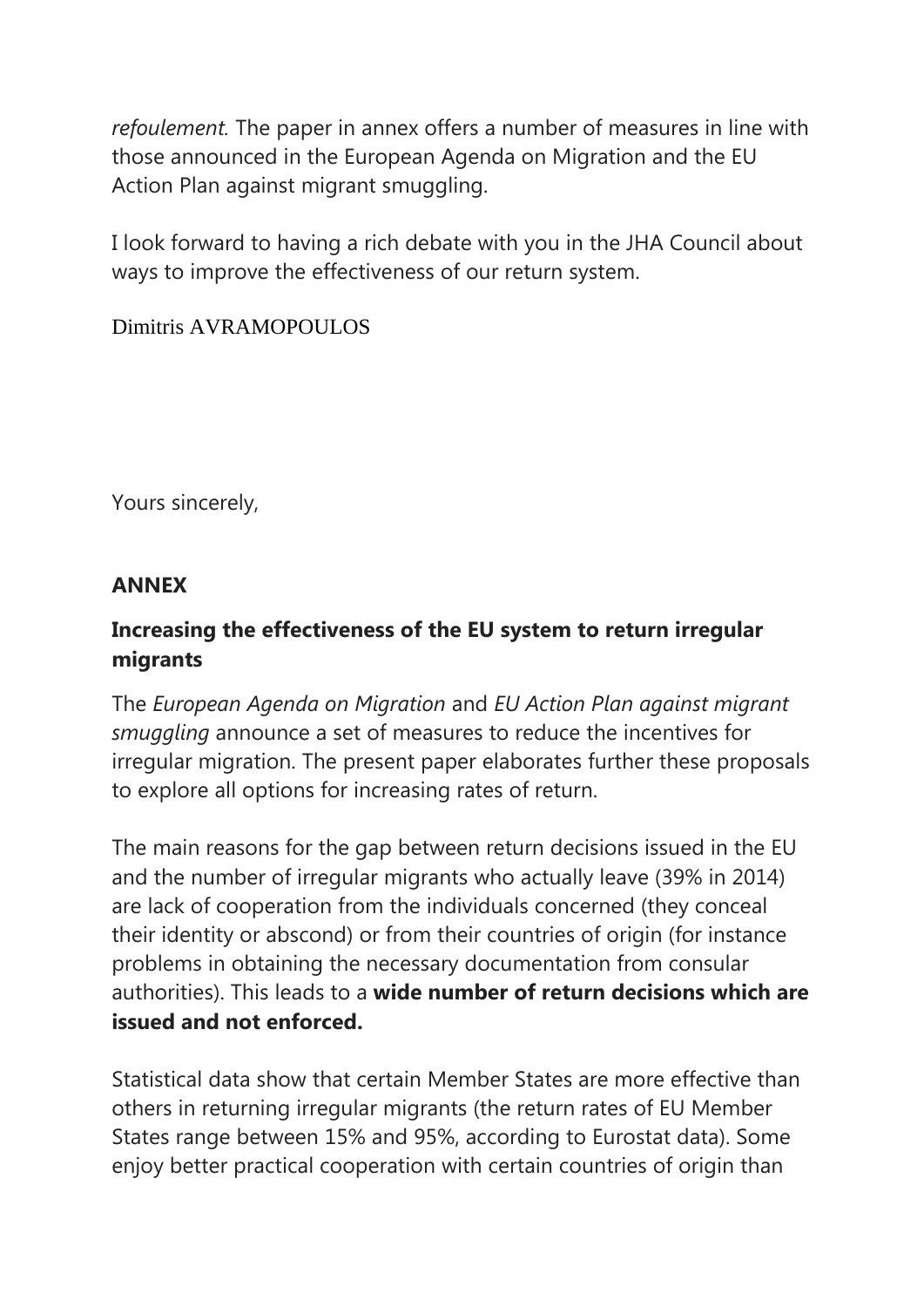*refoulement*. The paper in annex offers a number of measures in line with those announced in the European Agenda on Migration and the EU Action Plan against migrant smuggling.

I look forward to having a rich debate with you in the JHA Council about ways to improve the effectiveness of our return system.

Dimitris AVRAMOPOULOS

Yours sincerely,

**ANNEX**

## Increasing the effectiveness of the EU system to return irregular migrants

The *European Agenda on Migration* and *EU Action Plan against migrant smuggling* announce a set of measures to reduce the incentives for irregular migration. The present paper elaborates further these proposals to explore all options for increasing rates of return.

The main reasons for the gap between return decisions issued in the EU and the number of irregular migrants who actually leave (39% in 2014) are lack of cooperation from the individuals concerned (they conceal their identity or abscond) or from their countries of origin (for instance problems in obtaining the necessary documentation from consular authorities). This leads to a **wide number of return decisions which are issued and not enforced.**

Statistical data show that certain Member States are more effective than others in returning irregular migrants (the return rates of EU Member States range between 15% and 95%, according to Eurostat data). Some enjoy better practical cooperation with certain countries of origin than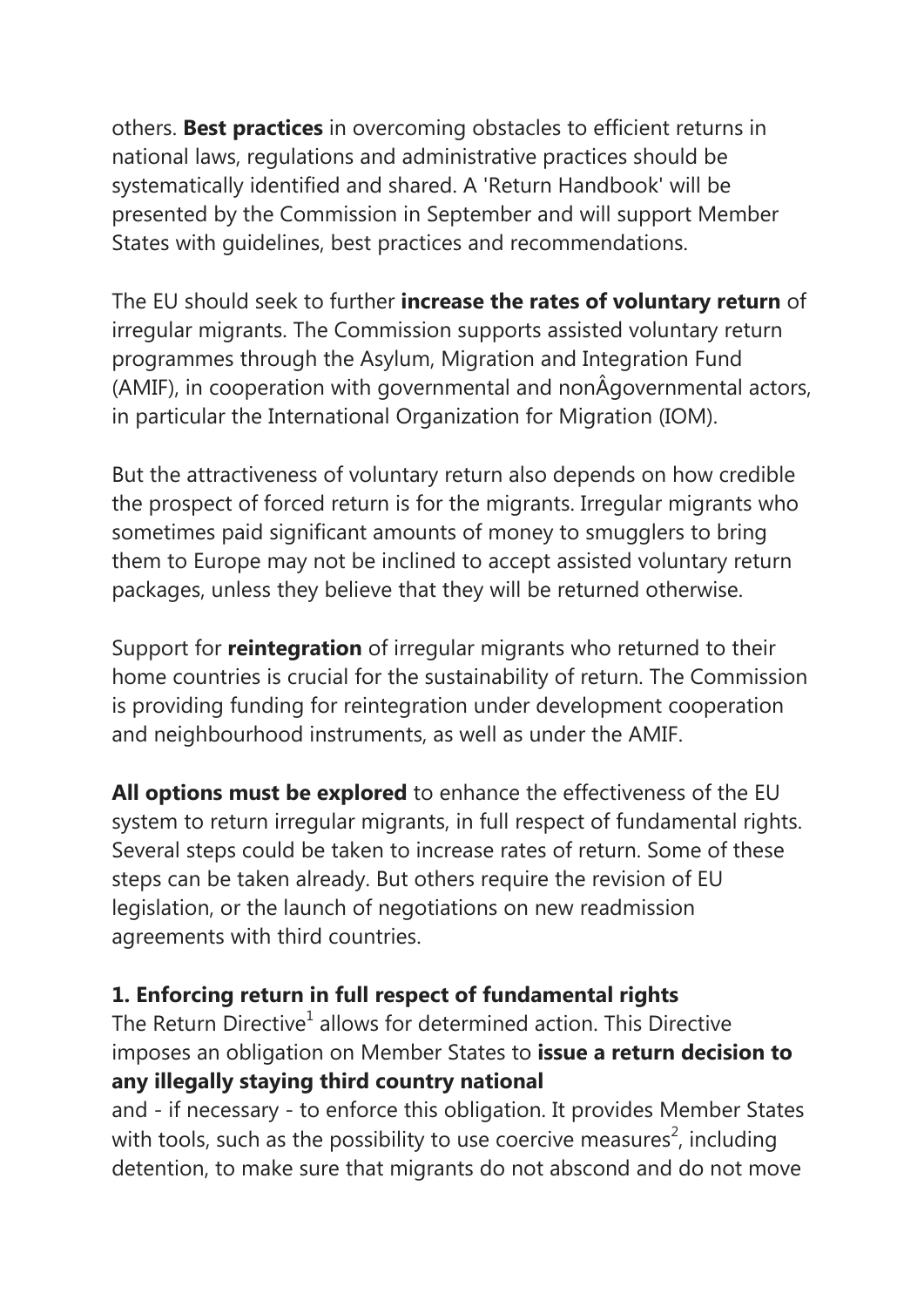others. **Best practices** in overcoming obstacles to efficient returns in national laws, regulations and administrative practices should be systematically identified and shared. A 'Return Handbook' will be presented by the Commission in September and will support Member States with guidelines, best practices and recommendations.

The EU should seek to further **increase the rates of voluntary return** of irregular migrants. The Commission supports assisted voluntary return programmes through the Asylum, Migration and Integration Fund (AMIF), in cooperation with governmental and nonÂgovernmental actors, in particular the International Organization for Migration (IOM).

But the attractiveness of voluntary return also depends on how credible the prospect of forced return is for the migrants. Irregular migrants who sometimes paid significant amounts of money to smugglers to bring them to Europe may not be inclined to accept assisted voluntary return packages, unless they believe that they will be returned otherwise.

Support for **reintegration** of irregular migrants who returned to their home countries is crucial for the sustainability of return. The Commission is providing funding for reintegration under development cooperation and neighbourhood instruments, as well as under the AMIF.

**All options must be explored** to enhance the effectiveness of the EU system to return irregular migrants, in full respect of fundamental rights. Several steps could be taken to increase rates of return. Some of these steps can be taken already. But others require the revision of EU legislation, or the launch of negotiations on new readmission agreements with third countries.

**1. Enforcing return in full respect of fundamental rights**

The Return Directive[1] allows for determined action. This Directive imposes an obligation on Member States to **issue a return decision to any illegally staying third country national**
and - if necessary - to enforce this obligation. It provides Member States with tools, such as the possibility to use coercive measures[2], including detention, to make sure that migrants do not abscond and do not move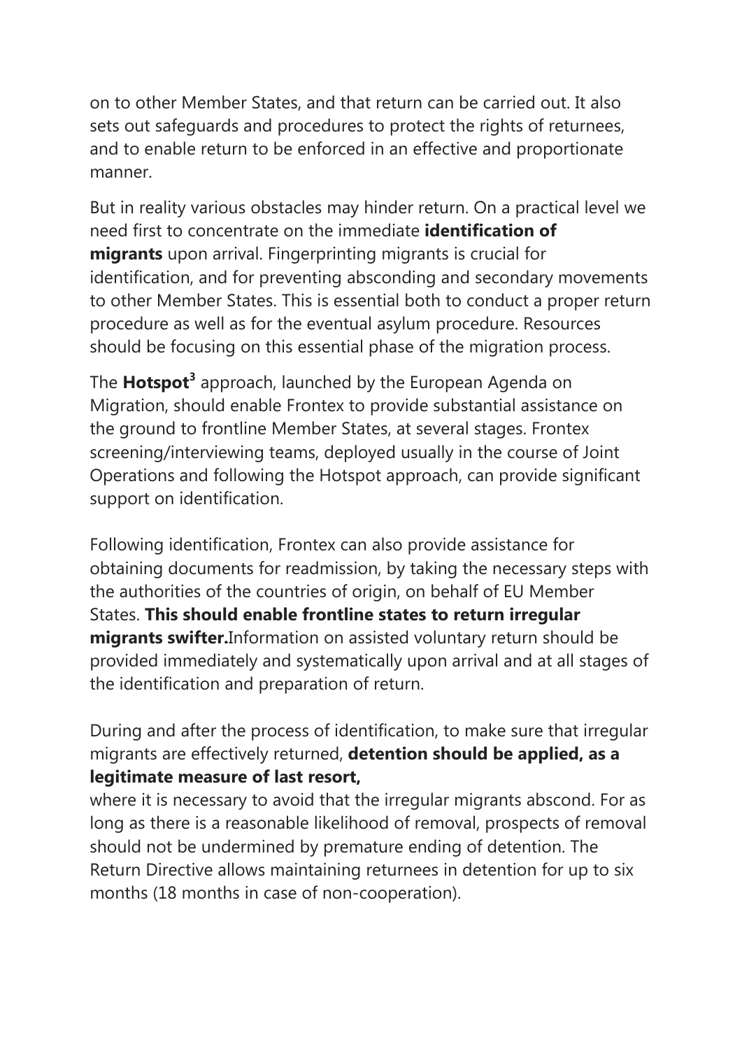on to other Member States, and that return can be carried out. It also sets out safeguards and procedures to protect the rights of returnees, and to enable return to be enforced in an effective and proportionate manner.

But in reality various obstacles may hinder return. On a practical level we need first to concentrate on the immediate **identification of migrants** upon arrival. Fingerprinting migrants is crucial for identification, and for preventing absconding and secondary movements to other Member States. This is essential both to conduct a proper return procedure as well as for the eventual asylum procedure. Resources should be focusing on this essential phase of the migration process.

The **Hotspot**[3] approach, launched by the European Agenda on Migration, should enable Frontex to provide substantial assistance on the ground to frontline Member States, at several stages. Frontex screening/interviewing teams, deployed usually in the course of Joint Operations and following the Hotspot approach, can provide significant support on identification.

Following identification, Frontex can also provide assistance for obtaining documents for readmission, by taking the necessary steps with the authorities of the countries of origin, on behalf of EU Member States. **This should enable frontline states to return irregular migrants swifter.**Information on assisted voluntary return should be provided immediately and systematically upon arrival and at all stages of the identification and preparation of return.

During and after the process of identification, to make sure that irregular migrants are effectively returned, **detention should be applied, as a legitimate measure of last resort,**
where it is necessary to avoid that the irregular migrants abscond. For as long as there is a reasonable likelihood of removal, prospects of removal should not be undermined by premature ending of detention. The Return Directive allows maintaining returnees in detention for up to six months (18 months in case of non-cooperation).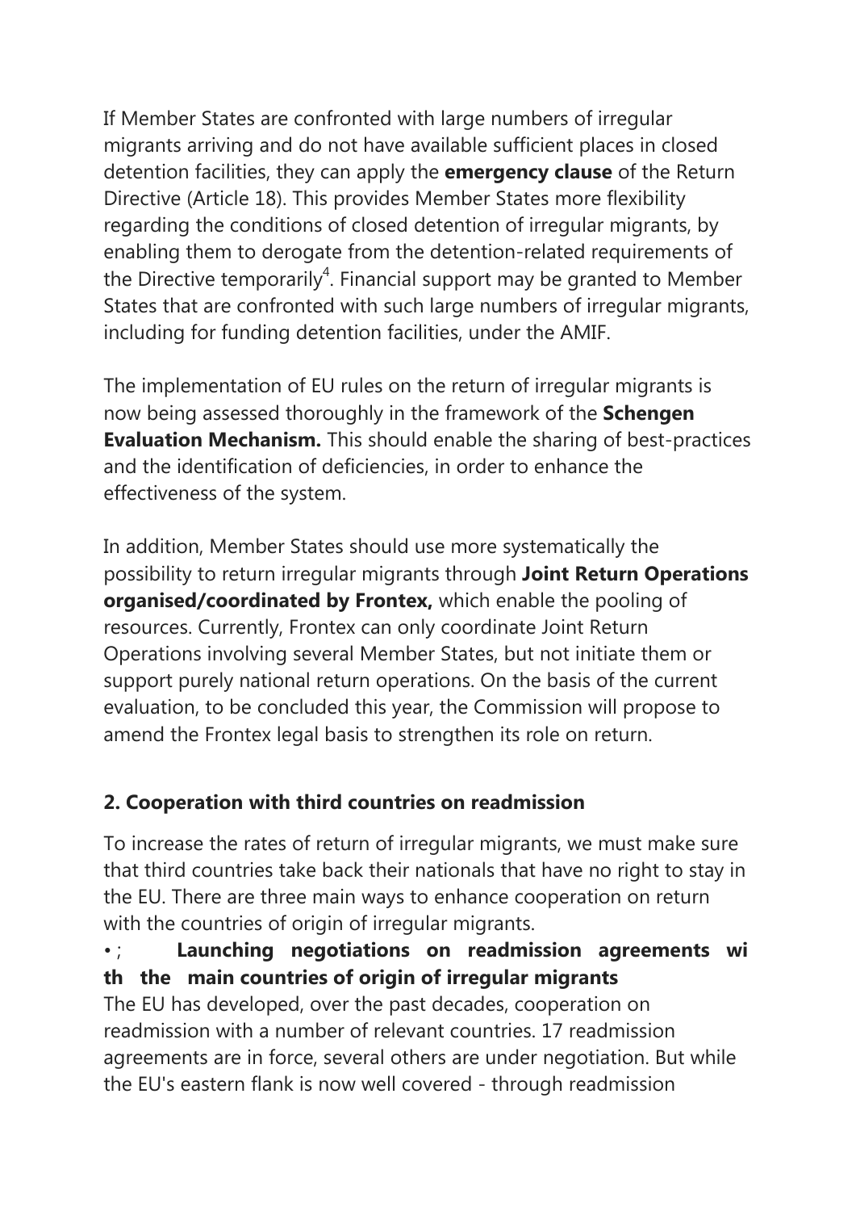If Member States are confronted with large numbers of irregular migrants arriving and do not have available sufficient places in closed detention facilities, they can apply the **emergency clause** of the Return Directive (Article 18). This provides Member States more flexibility regarding the conditions of closed detention of irregular migrants, by enabling them to derogate from the detention-related requirements of the Directive temporarily[4]. Financial support may be granted to Member States that are confronted with such large numbers of irregular migrants, including for funding detention facilities, under the AMIF.

The implementation of EU rules on the return of irregular migrants is now being assessed thoroughly in the framework of the **Schengen Evaluation Mechanism.** This should enable the sharing of best-practices and the identification of deficiencies, in order to enhance the effectiveness of the system.

In addition, Member States should use more systematically the possibility to return irregular migrants through **Joint Return Operations organised/coordinated by Frontex,** which enable the pooling of resources. Currently, Frontex can only coordinate Joint Return Operations involving several Member States, but not initiate them or support purely national return operations. On the basis of the current evaluation, to be concluded this year, the Commission will propose to amend the Frontex legal basis to strengthen its role on return.

## 2. Cooperation with third countries on readmission

To increase the rates of return of irregular migrants, we must make sure that third countries take back their nationals that have no right to stay in the EU. There are three main ways to enhance cooperation on return with the countries of origin of irregular migrants.

- **Launching negotiations on readmission agreements with the main countries of origin of irregular migrants**

The EU has developed, over the past decades, cooperation on readmission with a number of relevant countries. 17 readmission agreements are in force, several others are under negotiation. But while the EU's eastern flank is now well covered - through readmission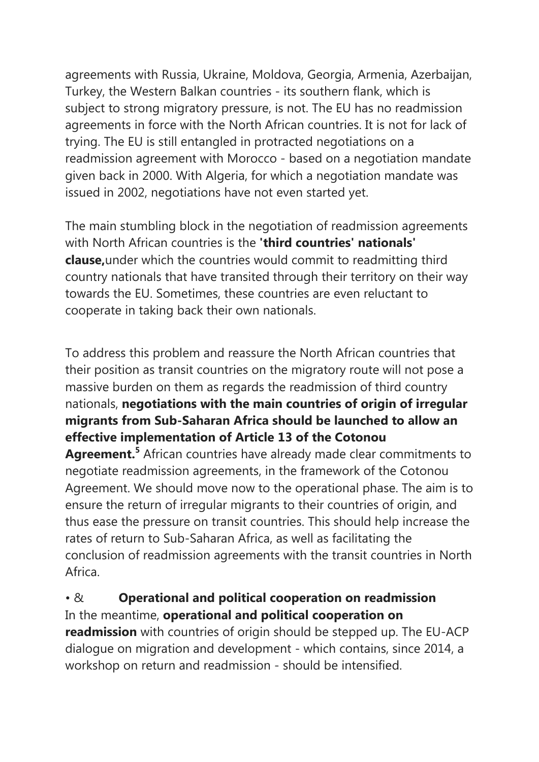agreements with Russia, Ukraine, Moldova, Georgia, Armenia, Azerbaijan, Turkey, the Western Balkan countries - its southern flank, which is subject to strong migratory pressure, is not. The EU has no readmission agreements in force with the North African countries. It is not for lack of trying. The EU is still entangled in protracted negotiations on a readmission agreement with Morocco - based on a negotiation mandate given back in 2000. With Algeria, for which a negotiation mandate was issued in 2002, negotiations have not even started yet.

The main stumbling block in the negotiation of readmission agreements with North African countries is the **'third countries' nationals' clause,**under which the countries would commit to readmitting third country nationals that have transited through their territory on their way towards the EU. Sometimes, these countries are even reluctant to cooperate in taking back their own nationals.

To address this problem and reassure the North African countries that their position as transit countries on the migratory route will not pose a massive burden on them as regards the readmission of third country nationals, **negotiations with the main countries of origin of irregular migrants from Sub-Saharan Africa should be launched to allow an effective implementation of Article 13 of the Cotonou Agreement.**[5] African countries have already made clear commitments to negotiate readmission agreements, in the framework of the Cotonou Agreement. We should move now to the operational phase. The aim is to ensure the return of irregular migrants to their countries of origin, and thus ease the pressure on transit countries. This should help increase the rates of return to Sub-Saharan Africa, as well as facilitating the conclusion of readmission agreements with the transit countries in North Africa.

• & **Operational and political cooperation on readmission**
In the meantime, **operational and political cooperation on readmission** with countries of origin should be stepped up. The EU-ACP dialogue on migration and development - which contains, since 2014, a workshop on return and readmission - should be intensified.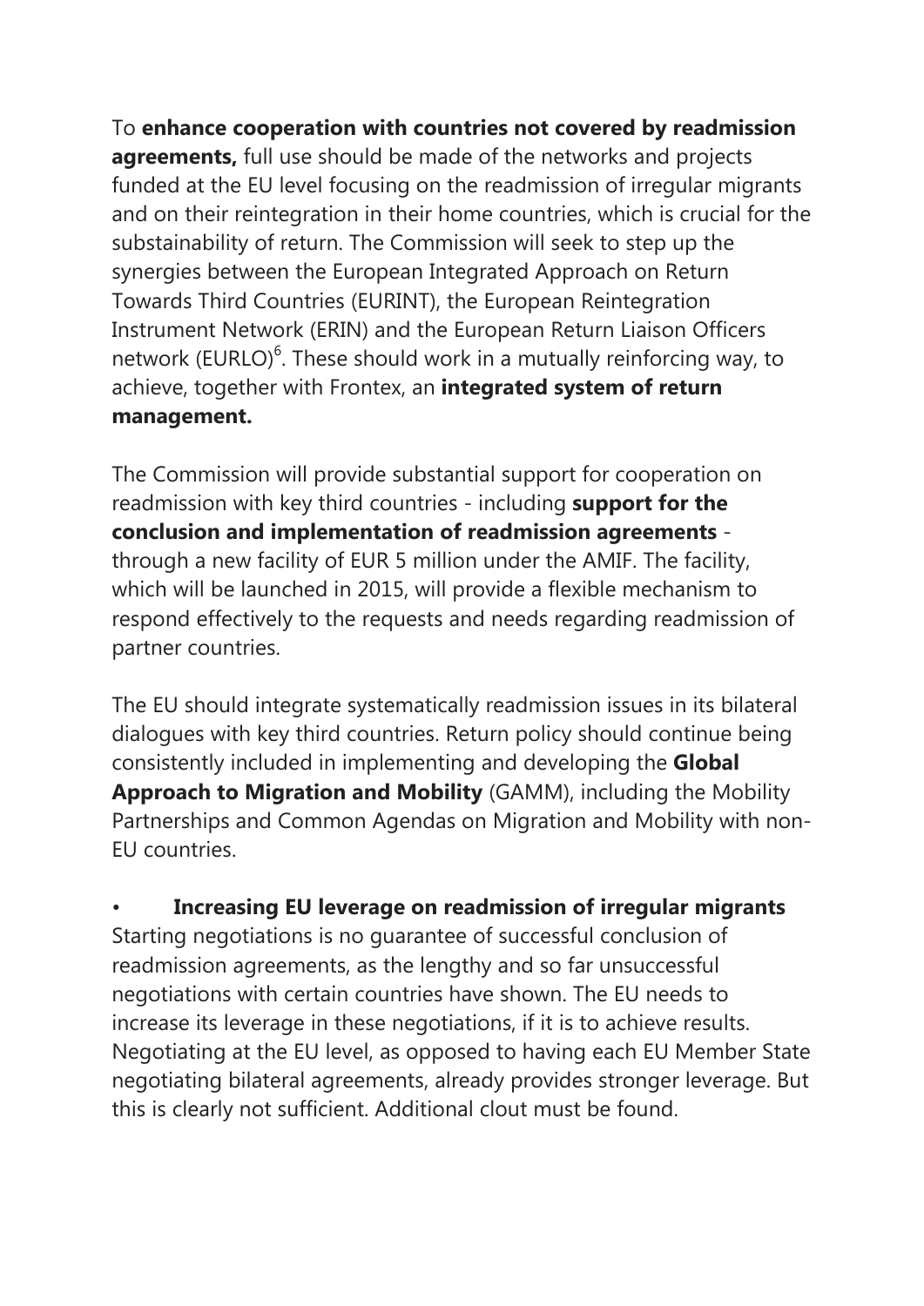To **enhance cooperation with countries not covered by readmission agreements,** full use should be made of the networks and projects funded at the EU level focusing on the readmission of irregular migrants and on their reintegration in their home countries, which is crucial for the substainability of return. The Commission will seek to step up the synergies between the European Integrated Approach on Return Towards Third Countries (EURINT), the European Reintegration Instrument Network (ERIN) and the European Return Liaison Officers network (EURLO)[6]. These should work in a mutually reinforcing way, to achieve, together with Frontex, an **integrated system of return management.**

The Commission will provide substantial support for cooperation on readmission with key third countries - including **support for the conclusion and implementation of readmission agreements** - through a new facility of EUR 5 million under the AMIF. The facility, which will be launched in 2015, will provide a flexible mechanism to respond effectively to the requests and needs regarding readmission of partner countries.

The EU should integrate systematically readmission issues in its bilateral dialogues with key third countries. Return policy should continue being consistently included in implementing and developing the **Global Approach to Migration and Mobility** (GAMM), including the Mobility Partnerships and Common Agendas on Migration and Mobility with non-EU countries.

- **Increasing EU leverage on readmission of irregular migrants**

Starting negotiations is no guarantee of successful conclusion of readmission agreements, as the lengthy and so far unsuccessful negotiations with certain countries have shown. The EU needs to increase its leverage in these negotiations, if it is to achieve results. Negotiating at the EU level, as opposed to having each EU Member State negotiating bilateral agreements, already provides stronger leverage. But this is clearly not sufficient. Additional clout must be found.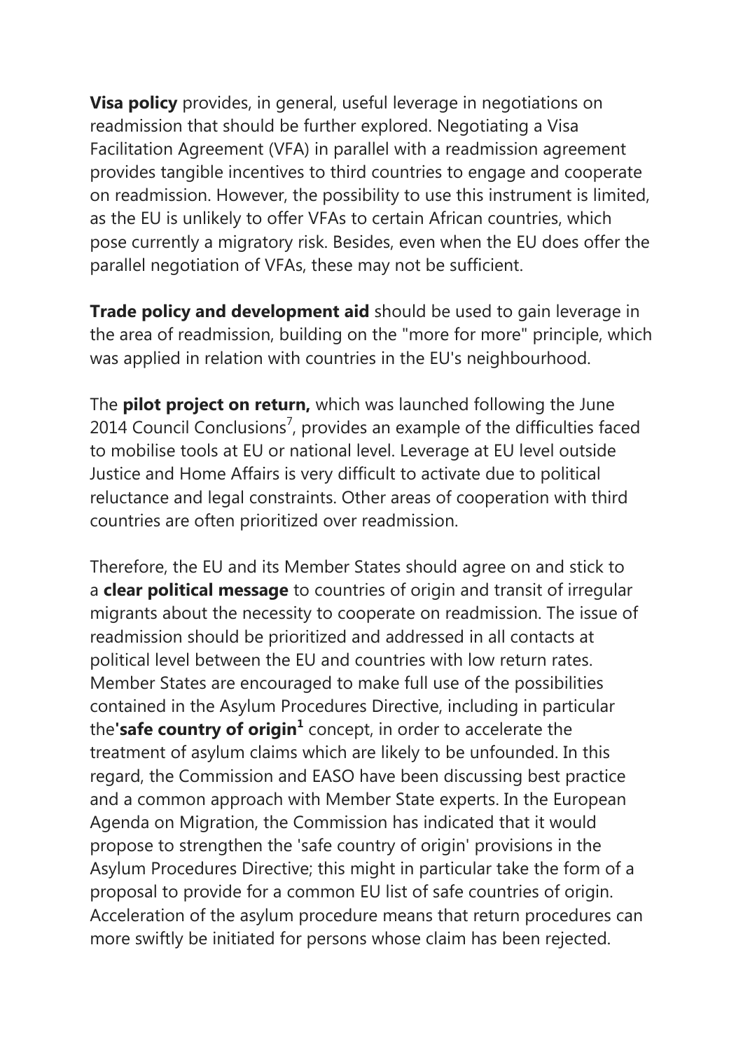**Visa policy** provides, in general, useful leverage in negotiations on readmission that should be further explored. Negotiating a Visa Facilitation Agreement (VFA) in parallel with a readmission agreement provides tangible incentives to third countries to engage and cooperate on readmission. However, the possibility to use this instrument is limited, as the EU is unlikely to offer VFAs to certain African countries, which pose currently a migratory risk. Besides, even when the EU does offer the parallel negotiation of VFAs, these may not be sufficient.

**Trade policy and development aid** should be used to gain leverage in the area of readmission, building on the "more for more" principle, which was applied in relation with countries in the EU's neighbourhood.

The **pilot project on return,** which was launched following the June 2014 Council Conclusions[7], provides an example of the difficulties faced to mobilise tools at EU or national level. Leverage at EU level outside Justice and Home Affairs is very difficult to activate due to political reluctance and legal constraints. Other areas of cooperation with third countries are often prioritized over readmission.

Therefore, the EU and its Member States should agree on and stick to a **clear political message** to countries of origin and transit of irregular migrants about the necessity to cooperate on readmission. The issue of readmission should be prioritized and addressed in all contacts at political level between the EU and countries with low return rates. Member States are encouraged to make full use of the possibilities contained in the Asylum Procedures Directive, including in particular the**'safe country of origin[1]** concept, in order to accelerate the treatment of asylum claims which are likely to be unfounded. In this regard, the Commission and EASO have been discussing best practice and a common approach with Member State experts. In the European Agenda on Migration, the Commission has indicated that it would propose to strengthen the 'safe country of origin' provisions in the Asylum Procedures Directive; this might in particular take the form of a proposal to provide for a common EU list of safe countries of origin. Acceleration of the asylum procedure means that return procedures can more swiftly be initiated for persons whose claim has been rejected.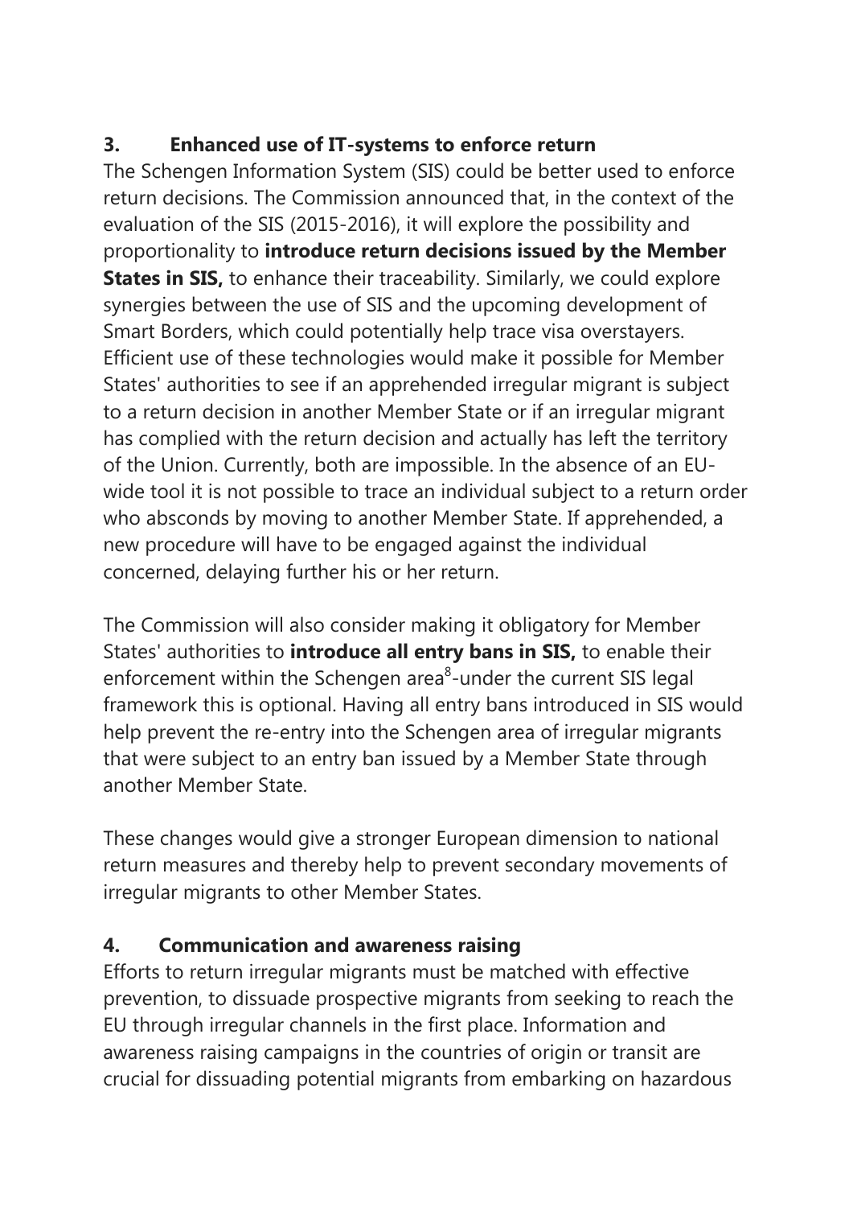## 3. Enhanced use of IT-systems to enforce return

The Schengen Information System (SIS) could be better used to enforce return decisions. The Commission announced that, in the context of the evaluation of the SIS (2015-2016), it will explore the possibility and proportionality to **introduce return decisions issued by the Member States in SIS,** to enhance their traceability. Similarly, we could explore synergies between the use of SIS and the upcoming development of Smart Borders, which could potentially help trace visa overstayers. Efficient use of these technologies would make it possible for Member States' authorities to see if an apprehended irregular migrant is subject to a return decision in another Member State or if an irregular migrant has complied with the return decision and actually has left the territory of the Union. Currently, both are impossible. In the absence of an EU-wide tool it is not possible to trace an individual subject to a return order who absconds by moving to another Member State. If apprehended, a new procedure will have to be engaged against the individual concerned, delaying further his or her return.

The Commission will also consider making it obligatory for Member States' authorities to **introduce all entry bans in SIS,** to enable their enforcement within the Schengen area[8]-under the current SIS legal framework this is optional. Having all entry bans introduced in SIS would help prevent the re-entry into the Schengen area of irregular migrants that were subject to an entry ban issued by a Member State through another Member State.

These changes would give a stronger European dimension to national return measures and thereby help to prevent secondary movements of irregular migrants to other Member States.

## 4. Communication and awareness raising

Efforts to return irregular migrants must be matched with effective prevention, to dissuade prospective migrants from seeking to reach the EU through irregular channels in the first place. Information and awareness raising campaigns in the countries of origin or transit are crucial for dissuading potential migrants from embarking on hazardous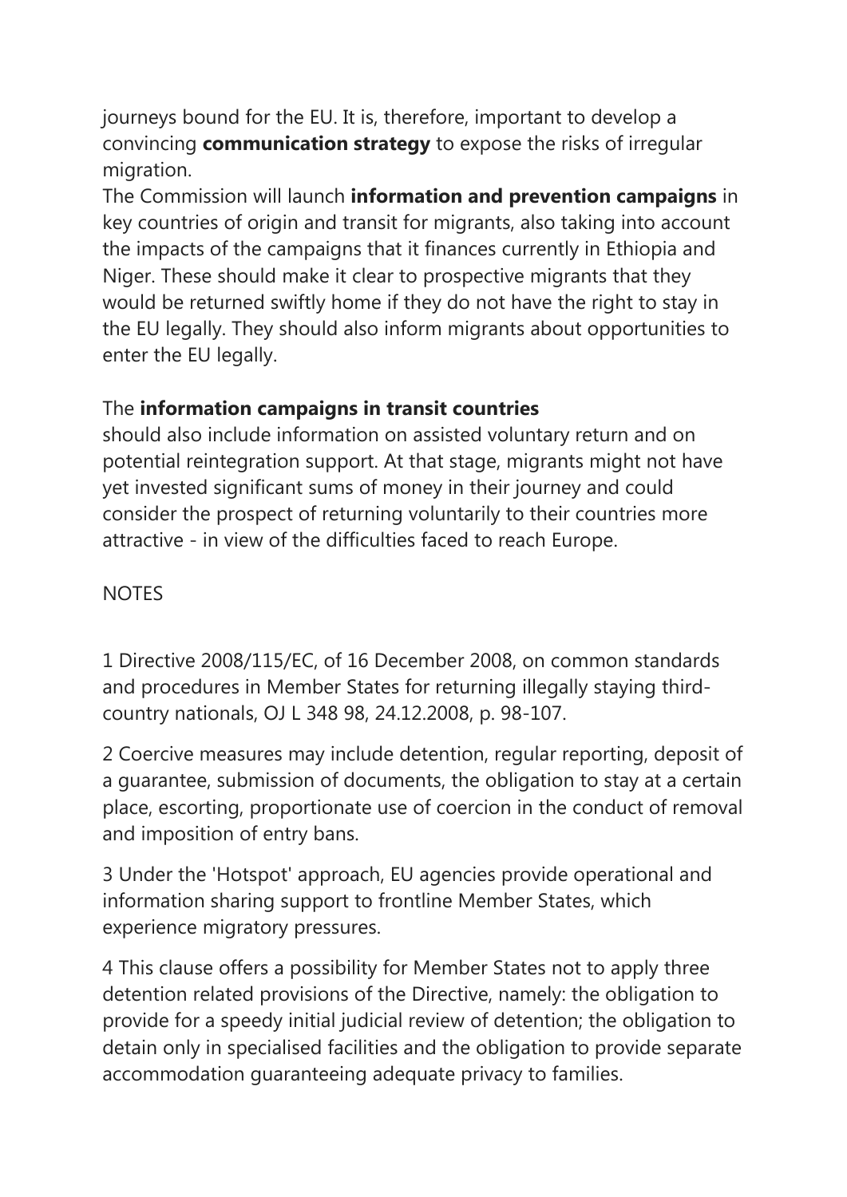journeys bound for the EU. It is, therefore, important to develop a convincing **communication strategy** to expose the risks of irregular migration.

The Commission will launch **information and prevention campaigns** in key countries of origin and transit for migrants, also taking into account the impacts of the campaigns that it finances currently in Ethiopia and Niger. These should make it clear to prospective migrants that they would be returned swiftly home if they do not have the right to stay in the EU legally. They should also inform migrants about opportunities to enter the EU legally.

The **information campaigns in transit countries** should also include information on assisted voluntary return and on potential reintegration support. At that stage, migrants might not have yet invested significant sums of money in their journey and could consider the prospect of returning voluntarily to their countries more attractive - in view of the difficulties faced to reach Europe.

NOTES

1 Directive 2008/115/EC, of 16 December 2008, on common standards and procedures in Member States for returning illegally staying third-country nationals, OJ L 348 98, 24.12.2008, p. 98-107.

2 Coercive measures may include detention, regular reporting, deposit of a guarantee, submission of documents, the obligation to stay at a certain place, escorting, proportionate use of coercion in the conduct of removal and imposition of entry bans.

3 Under the 'Hotspot' approach, EU agencies provide operational and information sharing support to frontline Member States, which experience migratory pressures.

4 This clause offers a possibility for Member States not to apply three detention related provisions of the Directive, namely: the obligation to provide for a speedy initial judicial review of detention; the obligation to detain only in specialised facilities and the obligation to provide separate accommodation guaranteeing adequate privacy to families.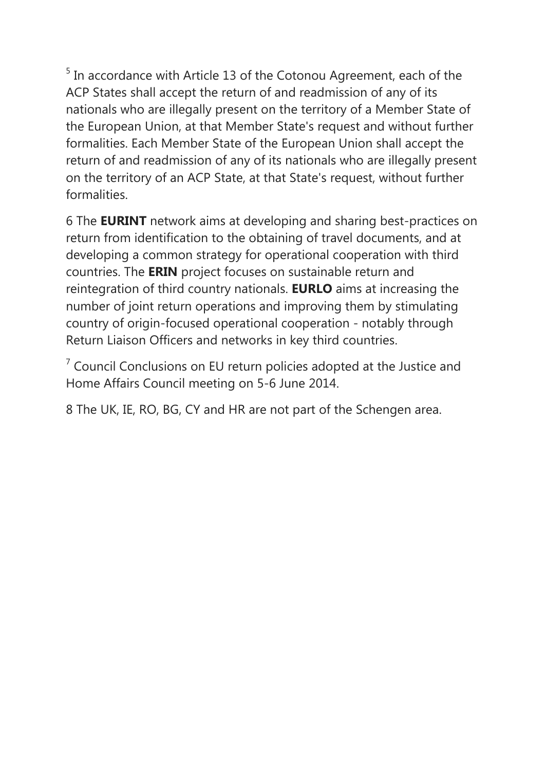[5] In accordance with Article 13 of the Cotonou Agreement, each of the ACP States shall accept the return of and readmission of any of its nationals who are illegally present on the territory of a Member State of the European Union, at that Member State's request and without further formalities. Each Member State of the European Union shall accept the return of and readmission of any of its nationals who are illegally present on the territory of an ACP State, at that State's request, without further formalities.

6 The **EURINT** network aims at developing and sharing best-practices on return from identification to the obtaining of travel documents, and at developing a common strategy for operational cooperation with third countries. The **ERIN** project focuses on sustainable return and reintegration of third country nationals. **EURLO** aims at increasing the number of joint return operations and improving them by stimulating country of origin-focused operational cooperation - notably through Return Liaison Officers and networks in key third countries.

[7] Council Conclusions on EU return policies adopted at the Justice and Home Affairs Council meeting on 5-6 June 2014.

8 The UK, IE, RO, BG, CY and HR are not part of the Schengen area.